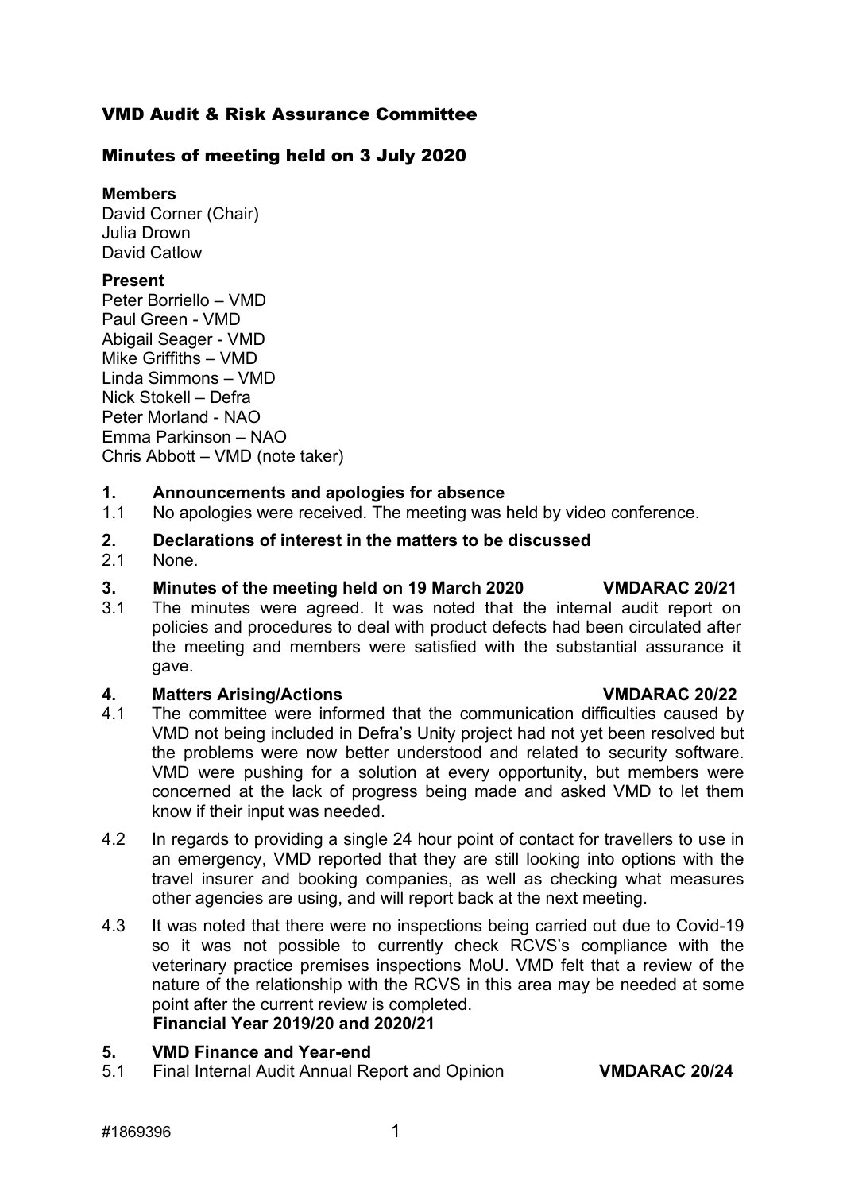# VMD Audit & Risk Assurance Committee

## Minutes of meeting held on 3 July 2020

**Members**
David Corner (Chair)
Julia Drown
David Catlow

**Present**
Peter Borriello – VMD
Paul Green - VMD
Abigail Seager - VMD
Mike Griffiths – VMD
Linda Simmons – VMD
Nick Stokell – Defra
Peter Morland - NAO
Emma Parkinson – NAO
Chris Abbott – VMD (note taker)

**1. Announcements and apologies for absence**

1.1 No apologies were received. The meeting was held by video conference.

**2. Declarations of interest in the matters to be discussed**

2.1 None.

**3. Minutes of the meeting held on 19 March 2020 VMDARAC 20/21**

3.1 The minutes were agreed. It was noted that the internal audit report on policies and procedures to deal with product defects had been circulated after the meeting and members were satisfied with the substantial assurance it gave.

**4. Matters Arising/Actions VMDARAC 20/22**

4.1 The committee were informed that the communication difficulties caused by VMD not being included in Defra's Unity project had not yet been resolved but the problems were now better understood and related to security software. VMD were pushing for a solution at every opportunity, but members were concerned at the lack of progress being made and asked VMD to let them know if their input was needed.

4.2 In regards to providing a single 24 hour point of contact for travellers to use in an emergency, VMD reported that they are still looking into options with the travel insurer and booking companies, as well as checking what measures other agencies are using, and will report back at the next meeting.

4.3 It was noted that there were no inspections being carried out due to Covid-19 so it was not possible to currently check RCVS's compliance with the veterinary practice premises inspections MoU. VMD felt that a review of the nature of the relationship with the RCVS in this area may be needed at some point after the current review is completed.

**Financial Year 2019/20 and 2020/21**

**5. VMD Finance and Year-end**

5.1 Final Internal Audit Annual Report and Opinion **VMDARAC 20/24**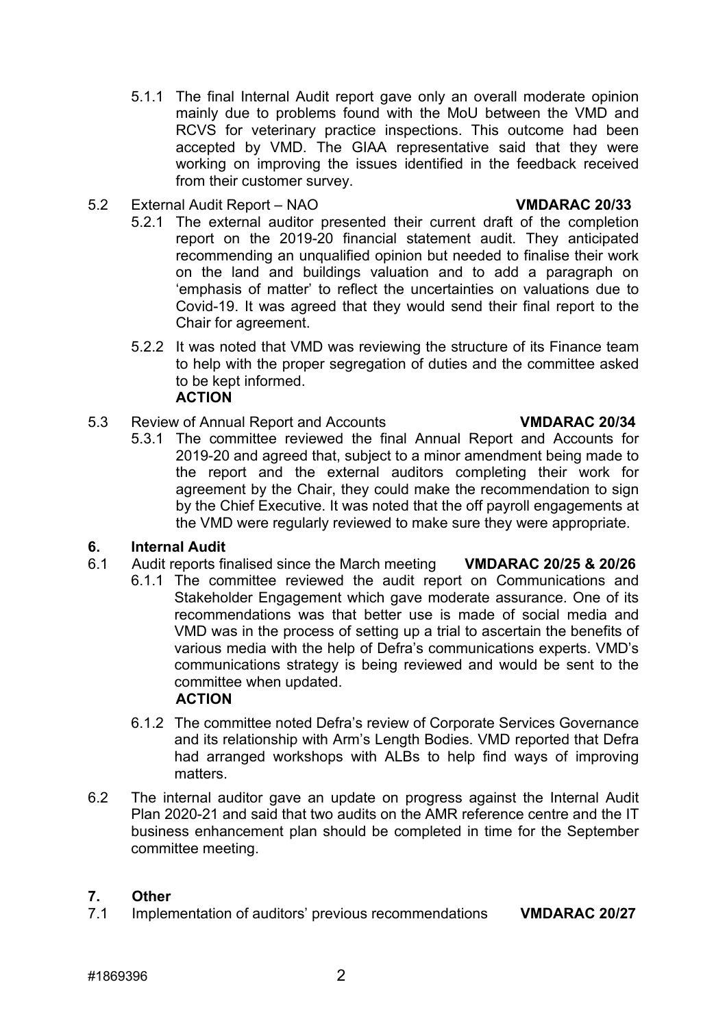5.1.1 The final Internal Audit report gave only an overall moderate opinion mainly due to problems found with the MoU between the VMD and RCVS for veterinary practice inspections. This outcome had been accepted by VMD. The GIAA representative said that they were working on improving the issues identified in the feedback received from their customer survey.

5.2 External Audit Report – NAO **VMDARAC 20/33**

5.2.1 The external auditor presented their current draft of the completion report on the 2019-20 financial statement audit. They anticipated recommending an unqualified opinion but needed to finalise their work on the land and buildings valuation and to add a paragraph on 'emphasis of matter' to reflect the uncertainties on valuations due to Covid-19. It was agreed that they would send their final report to the Chair for agreement.

5.2.2 It was noted that VMD was reviewing the structure of its Finance team to help with the proper segregation of duties and the committee asked to be kept informed.
**ACTION**

5.3 Review of Annual Report and Accounts **VMDARAC 20/34**

5.3.1 The committee reviewed the final Annual Report and Accounts for 2019-20 and agreed that, subject to a minor amendment being made to the report and the external auditors completing their work for agreement by the Chair, they could make the recommendation to sign by the Chief Executive. It was noted that the off payroll engagements at the VMD were regularly reviewed to make sure they were appropriate.

## 6. Internal Audit

6.1 Audit reports finalised since the March meeting **VMDARAC 20/25 & 20/26**

6.1.1 The committee reviewed the audit report on Communications and Stakeholder Engagement which gave moderate assurance. One of its recommendations was that better use is made of social media and VMD was in the process of setting up a trial to ascertain the benefits of various media with the help of Defra's communications experts. VMD's communications strategy is being reviewed and would be sent to the committee when updated.
**ACTION**

6.1.2 The committee noted Defra's review of Corporate Services Governance and its relationship with Arm's Length Bodies. VMD reported that Defra had arranged workshops with ALBs to help find ways of improving matters.

6.2 The internal auditor gave an update on progress against the Internal Audit Plan 2020-21 and said that two audits on the AMR reference centre and the IT business enhancement plan should be completed in time for the September committee meeting.

## 7. Other

7.1 Implementation of auditors' previous recommendations **VMDARAC 20/27**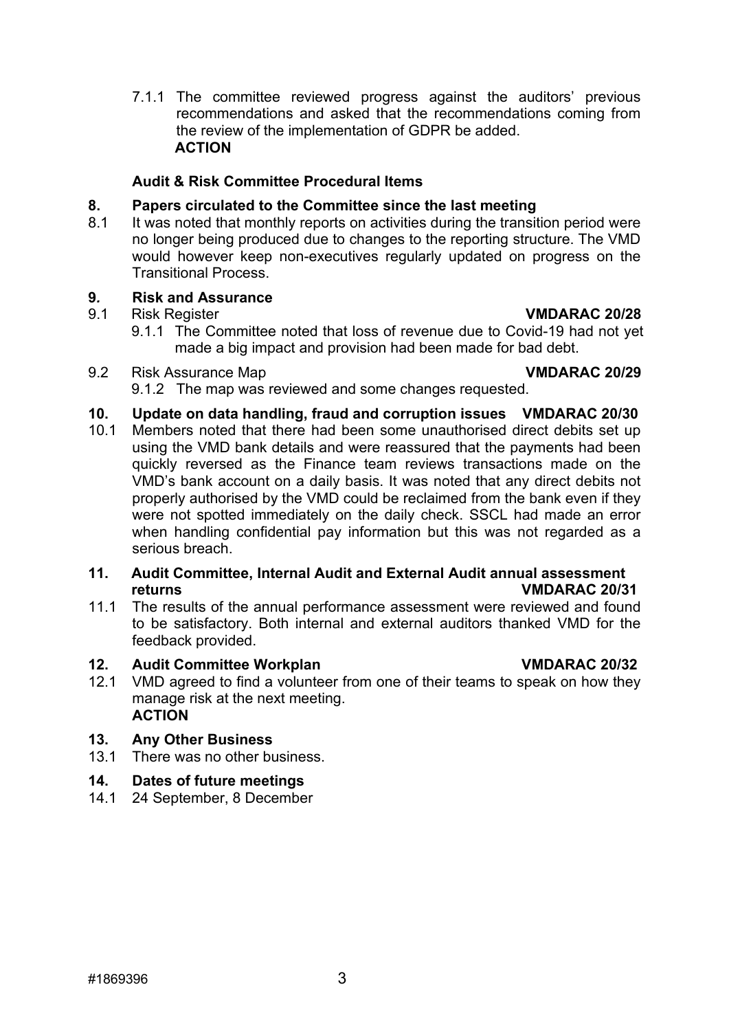7.1.1 The committee reviewed progress against the auditors' previous recommendations and asked that the recommendations coming from the review of the implementation of GDPR be added.
**ACTION**

**Audit & Risk Committee Procedural Items**

**8. Papers circulated to the Committee since the last meeting**

8.1 It was noted that monthly reports on activities during the transition period were no longer being produced due to changes to the reporting structure. The VMD would however keep non-executives regularly updated on progress on the Transitional Process.

**9. Risk and Assurance**

9.1 Risk Register **VMDARAC 20/28**

9.1.1 The Committee noted that loss of revenue due to Covid-19 had not yet made a big impact and provision had been made for bad debt.

9.2 Risk Assurance Map **VMDARAC 20/29**

9.1.2 The map was reviewed and some changes requested.

**10. Update on data handling, fraud and corruption issues VMDARAC 20/30**

10.1 Members noted that there had been some unauthorised direct debits set up using the VMD bank details and were reassured that the payments had been quickly reversed as the Finance team reviews transactions made on the VMD's bank account on a daily basis. It was noted that any direct debits not properly authorised by the VMD could be reclaimed from the bank even if they were not spotted immediately on the daily check. SSCL had made an error when handling confidential pay information but this was not regarded as a serious breach.

**11. Audit Committee, Internal Audit and External Audit annual assessment returns VMDARAC 20/31**

11.1 The results of the annual performance assessment were reviewed and found to be satisfactory. Both internal and external auditors thanked VMD for the feedback provided.

**12. Audit Committee Workplan VMDARAC 20/32**

12.1 VMD agreed to find a volunteer from one of their teams to speak on how they manage risk at the next meeting.
**ACTION**

**13. Any Other Business**

13.1 There was no other business.

**14. Dates of future meetings**

14.1 24 September, 8 December

#1869396